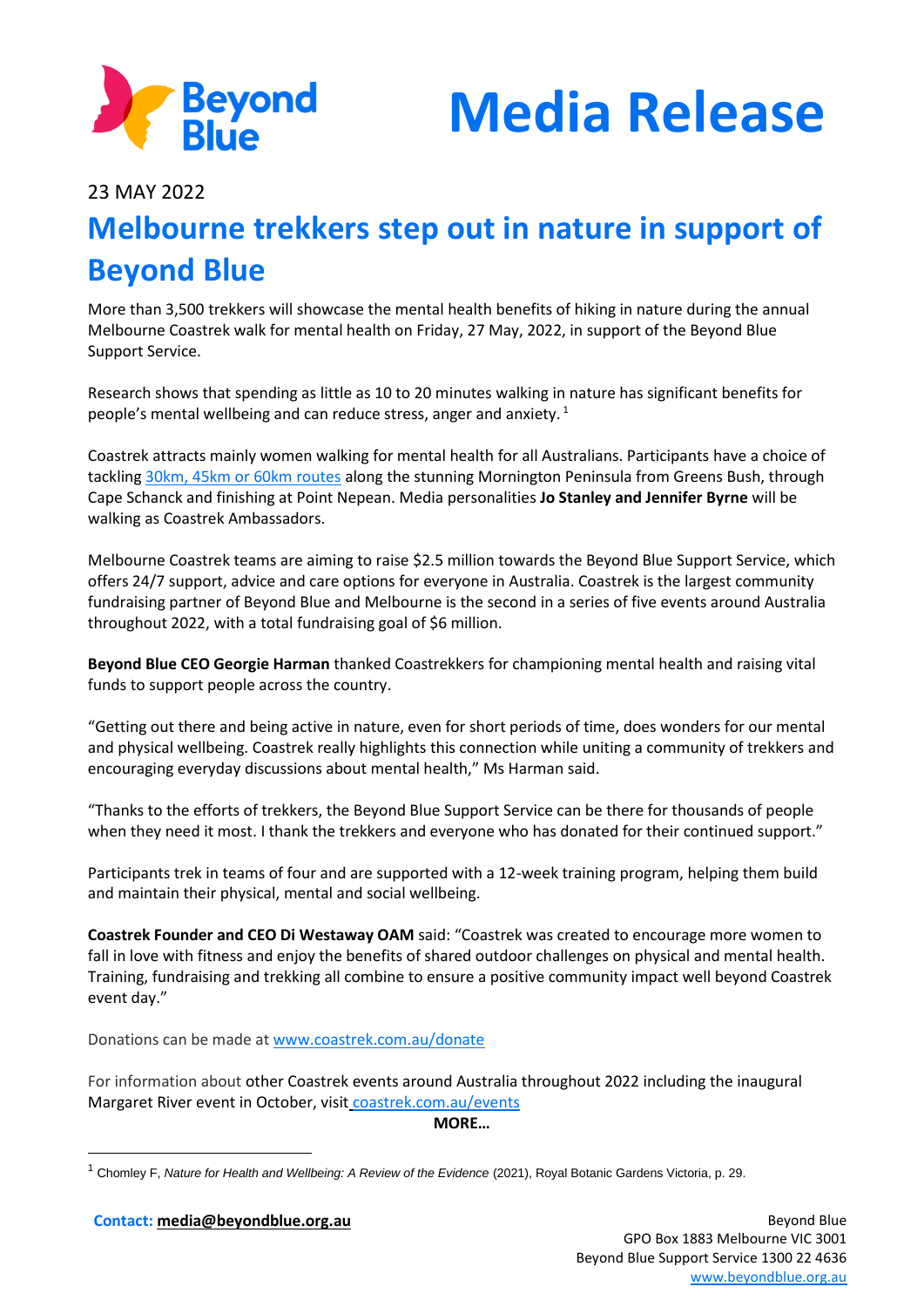# Media Release

23 MAY 2022

## Melbourne trekkers step out in nature in support of Beyond Blue

More than 3,500 trekkers will showcase the mental health benefits of hiking in nature during the annual Melbourne Coastrek walk for mental health on Friday, 27 May, 2022, in support of the Beyond Blue Support Service.

Research shows that spending as little as 10 to 20 minutes walking in nature has significant benefits for people's mental wellbeing and can reduce stress, anger and anxiety.[1]

Coastrek attracts mainly women walking for mental health for all Australians. Participants have a choice of tackling 30km, 45km or 60km routes along the stunning Mornington Peninsula from Greens Bush, through Cape Schanck and finishing at Point Nepean. Media personalities **Jo Stanley and Jennifer Byrne** will be walking as Coastrek Ambassadors.

Melbourne Coastrek teams are aiming to raise $2.5 million towards the Beyond Blue Support Service, which offers 24/7 support, advice and care options for everyone in Australia. Coastrek is the largest community fundraising partner of Beyond Blue and Melbourne is the second in a series of five events around Australia throughout 2022, with a total fundraising goal of $6 million.

**Beyond Blue CEO Georgie Harman** thanked Coastrekkers for championing mental health and raising vital funds to support people across the country.

"Getting out there and being active in nature, even for short periods of time, does wonders for our mental and physical wellbeing. Coastrek really highlights this connection while uniting a community of trekkers and encouraging everyday discussions about mental health," Ms Harman said.

"Thanks to the efforts of trekkers, the Beyond Blue Support Service can be there for thousands of people when they need it most. I thank the trekkers and everyone who has donated for their continued support."

Participants trek in teams of four and are supported with a 12-week training program, helping them build and maintain their physical, mental and social wellbeing.

**Coastrek Founder and CEO Di Westaway OAM** said: "Coastrek was created to encourage more women to fall in love with fitness and enjoy the benefits of shared outdoor challenges on physical and mental health. Training, fundraising and trekking all combine to ensure a positive community impact well beyond Coastrek event day."

Donations can be made at www.coastrek.com.au/donate

For information about other Coastrek events around Australia throughout 2022 including the inaugural Margaret River event in October, visit coastrek.com.au/events

**MORE…**

[1] Chomley F, *Nature for Health and Wellbeing: A Review of the Evidence* (2021), Royal Botanic Gardens Victoria, p. 29.

**Contact: media@beyondblue.org.au**

Beyond Blue
GPO Box 1883 Melbourne VIC 3001
Beyond Blue Support Service 1300 22 4636
www.beyondblue.org.au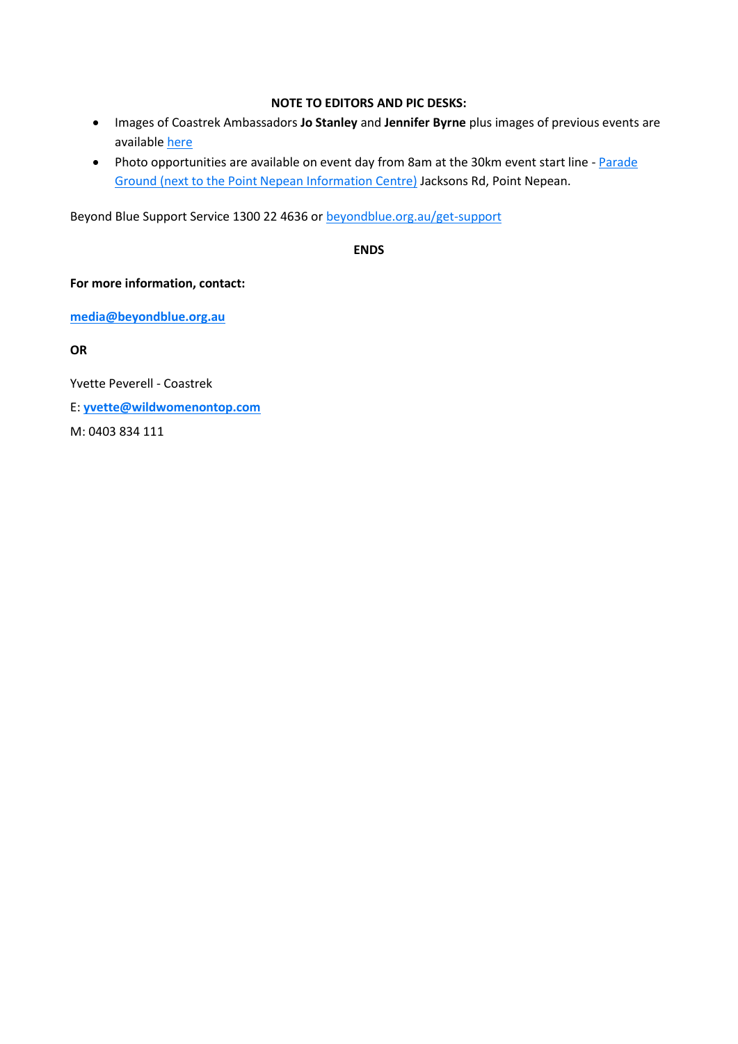**NOTE TO EDITORS AND PIC DESKS:**

- Images of Coastrek Ambassadors **Jo Stanley** and **Jennifer Byrne** plus images of previous events are available here
- Photo opportunities are available on event day from 8am at the 30km event start line - Parade Ground (next to the Point Nepean Information Centre) Jacksons Rd, Point Nepean.

Beyond Blue Support Service 1300 22 4636 or beyondblue.org.au/get-support

**ENDS**

**For more information, contact:**

**media@beyondblue.org.au**

**OR**

Yvette Peverell - Coastrek

E: **yvette@wildwomenontop.com**

M: 0403 834 111